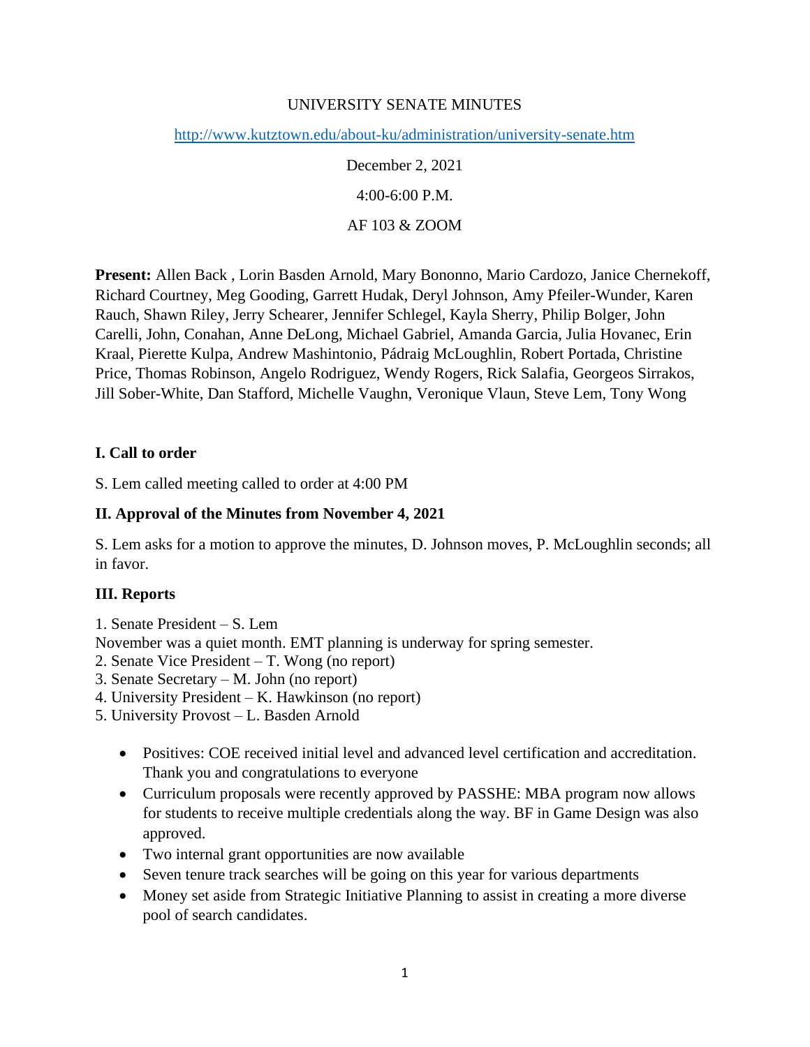UNIVERSITY SENATE MINUTES

http://www.kutztown.edu/about-ku/administration/university-senate.htm

December 2, 2021

4:00-6:00 P.M.

AF 103 & ZOOM

**Present:** Allen Back , Lorin Basden Arnold, Mary Bononno, Mario Cardozo, Janice Chernekoff, Richard Courtney, Meg Gooding, Garrett Hudak, Deryl Johnson, Amy Pfeiler-Wunder, Karen Rauch, Shawn Riley, Jerry Schearer, Jennifer Schlegel, Kayla Sherry, Philip Bolger, John Carelli, John, Conahan, Anne DeLong, Michael Gabriel, Amanda Garcia, Julia Hovanec, Erin Kraal, Pierette Kulpa, Andrew Mashintonio, Pádraig McLoughlin, Robert Portada, Christine Price, Thomas Robinson, Angelo Rodriguez, Wendy Rogers, Rick Salafia, Georgeos Sirrakos, Jill Sober-White, Dan Stafford, Michelle Vaughn, Veronique Vlaun, Steve Lem, Tony Wong

**I. Call to order**

S. Lem called meeting called to order at 4:00 PM

**II. Approval of the Minutes from November 4, 2021**

S. Lem asks for a motion to approve the minutes, D. Johnson moves, P. McLoughlin seconds; all in favor.

**III. Reports**

1. Senate President – S. Lem
November was a quiet month. EMT planning is underway for spring semester.
2. Senate Vice President – T. Wong (no report)
3. Senate Secretary – M. John (no report)
4. University President – K. Hawkinson (no report)
5. University Provost – L. Basden Arnold

- Positives: COE received initial level and advanced level certification and accreditation. Thank you and congratulations to everyone
- Curriculum proposals were recently approved by PASSHE: MBA program now allows for students to receive multiple credentials along the way. BF in Game Design was also approved.
- Two internal grant opportunities are now available
- Seven tenure track searches will be going on this year for various departments
- Money set aside from Strategic Initiative Planning to assist in creating a more diverse pool of search candidates.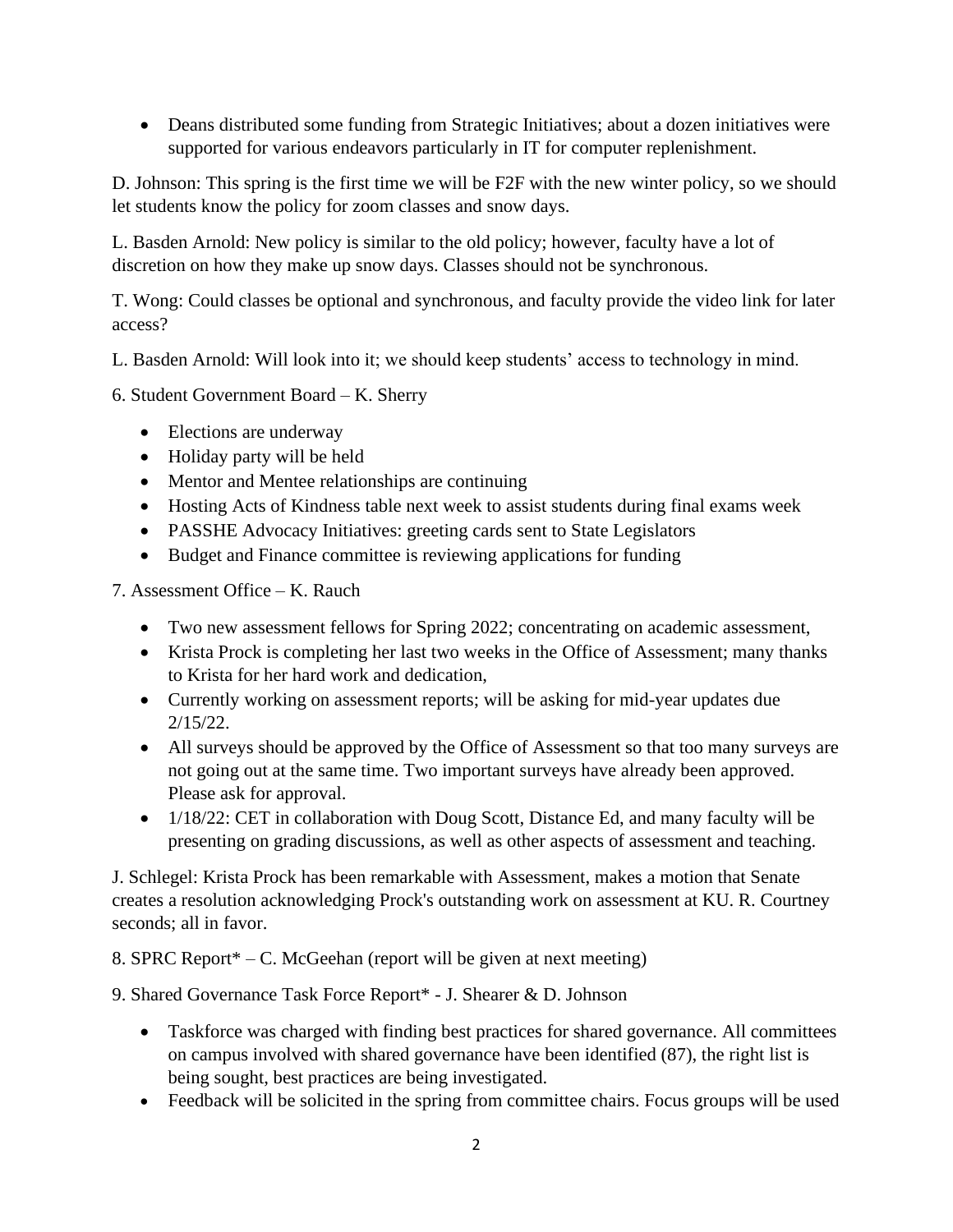- Deans distributed some funding from Strategic Initiatives; about a dozen initiatives were supported for various endeavors particularly in IT for computer replenishment.

D. Johnson: This spring is the first time we will be F2F with the new winter policy, so we should let students know the policy for zoom classes and snow days.

L. Basden Arnold: New policy is similar to the old policy; however, faculty have a lot of discretion on how they make up snow days. Classes should not be synchronous.

T. Wong: Could classes be optional and synchronous, and faculty provide the video link for later access?

L. Basden Arnold: Will look into it; we should keep students' access to technology in mind.

6. Student Government Board – K. Sherry

- Elections are underway
- Holiday party will be held
- Mentor and Mentee relationships are continuing
- Hosting Acts of Kindness table next week to assist students during final exams week
- PASSHE Advocacy Initiatives: greeting cards sent to State Legislators
- Budget and Finance committee is reviewing applications for funding

7. Assessment Office – K. Rauch

- Two new assessment fellows for Spring 2022; concentrating on academic assessment,
- Krista Prock is completing her last two weeks in the Office of Assessment; many thanks to Krista for her hard work and dedication,
- Currently working on assessment reports; will be asking for mid-year updates due 2/15/22.
- All surveys should be approved by the Office of Assessment so that too many surveys are not going out at the same time. Two important surveys have already been approved. Please ask for approval.
- 1/18/22: CET in collaboration with Doug Scott, Distance Ed, and many faculty will be presenting on grading discussions, as well as other aspects of assessment and teaching.

J. Schlegel: Krista Prock has been remarkable with Assessment, makes a motion that Senate creates a resolution acknowledging Prock's outstanding work on assessment at KU. R. Courtney seconds; all in favor.

8. SPRC Report* – C. McGeehan (report will be given at next meeting)

9. Shared Governance Task Force Report* - J. Shearer & D. Johnson

- Taskforce was charged with finding best practices for shared governance. All committees on campus involved with shared governance have been identified (87), the right list is being sought, best practices are being investigated.
- Feedback will be solicited in the spring from committee chairs. Focus groups will be used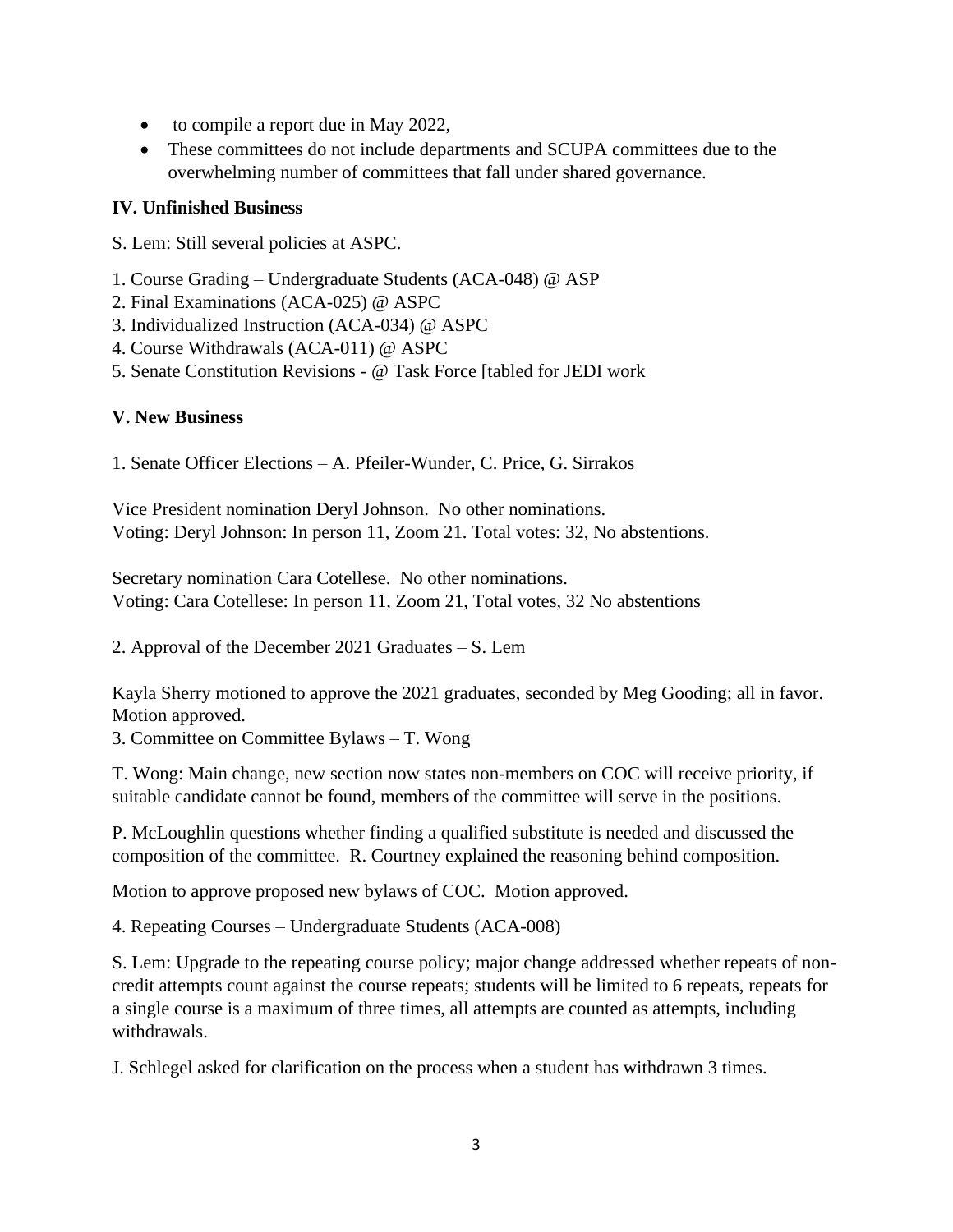- to compile a report due in May 2022,
- These committees do not include departments and SCUPA committees due to the overwhelming number of committees that fall under shared governance.

**IV. Unfinished Business**

S. Lem: Still several policies at ASPC.

1. Course Grading – Undergraduate Students (ACA-048) @ ASP
2. Final Examinations (ACA-025) @ ASPC
3. Individualized Instruction (ACA-034) @ ASPC
4. Course Withdrawals (ACA-011) @ ASPC
5. Senate Constitution Revisions - @ Task Force [tabled for JEDI work

**V. New Business**

1. Senate Officer Elections – A. Pfeiler-Wunder, C. Price, G. Sirrakos

Vice President nomination Deryl Johnson. No other nominations.
Voting: Deryl Johnson: In person 11, Zoom 21. Total votes: 32, No abstentions.

Secretary nomination Cara Cotellese. No other nominations.
Voting: Cara Cotellese: In person 11, Zoom 21, Total votes, 32 No abstentions

2. Approval of the December 2021 Graduates – S. Lem

Kayla Sherry motioned to approve the 2021 graduates, seconded by Meg Gooding; all in favor. Motion approved.

3. Committee on Committee Bylaws – T. Wong

T. Wong: Main change, new section now states non-members on COC will receive priority, if suitable candidate cannot be found, members of the committee will serve in the positions.

P. McLoughlin questions whether finding a qualified substitute is needed and discussed the composition of the committee. R. Courtney explained the reasoning behind composition.

Motion to approve proposed new bylaws of COC. Motion approved.

4. Repeating Courses – Undergraduate Students (ACA-008)

S. Lem: Upgrade to the repeating course policy; major change addressed whether repeats of non-credit attempts count against the course repeats; students will be limited to 6 repeats, repeats for a single course is a maximum of three times, all attempts are counted as attempts, including withdrawals.

J. Schlegel asked for clarification on the process when a student has withdrawn 3 times.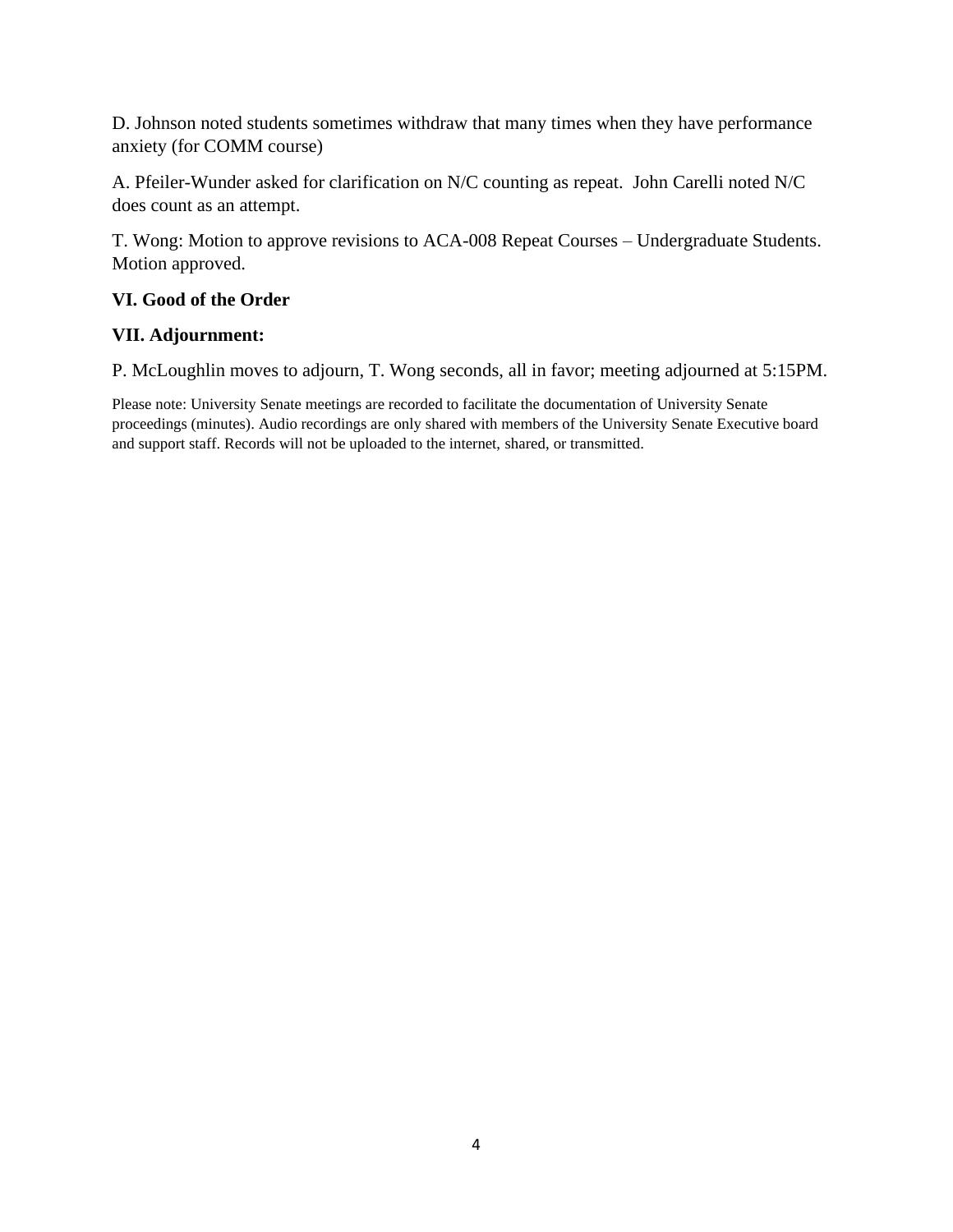D. Johnson noted students sometimes withdraw that many times when they have performance anxiety (for COMM course)

A. Pfeiler-Wunder asked for clarification on N/C counting as repeat. John Carelli noted N/C does count as an attempt.

T. Wong: Motion to approve revisions to ACA-008 Repeat Courses – Undergraduate Students. Motion approved.

**VI. Good of the Order**

**VII. Adjournment:**

P. McLoughlin moves to adjourn, T. Wong seconds, all in favor; meeting adjourned at 5:15PM.

Please note: University Senate meetings are recorded to facilitate the documentation of University Senate proceedings (minutes). Audio recordings are only shared with members of the University Senate Executive board and support staff. Records will not be uploaded to the internet, shared, or transmitted.